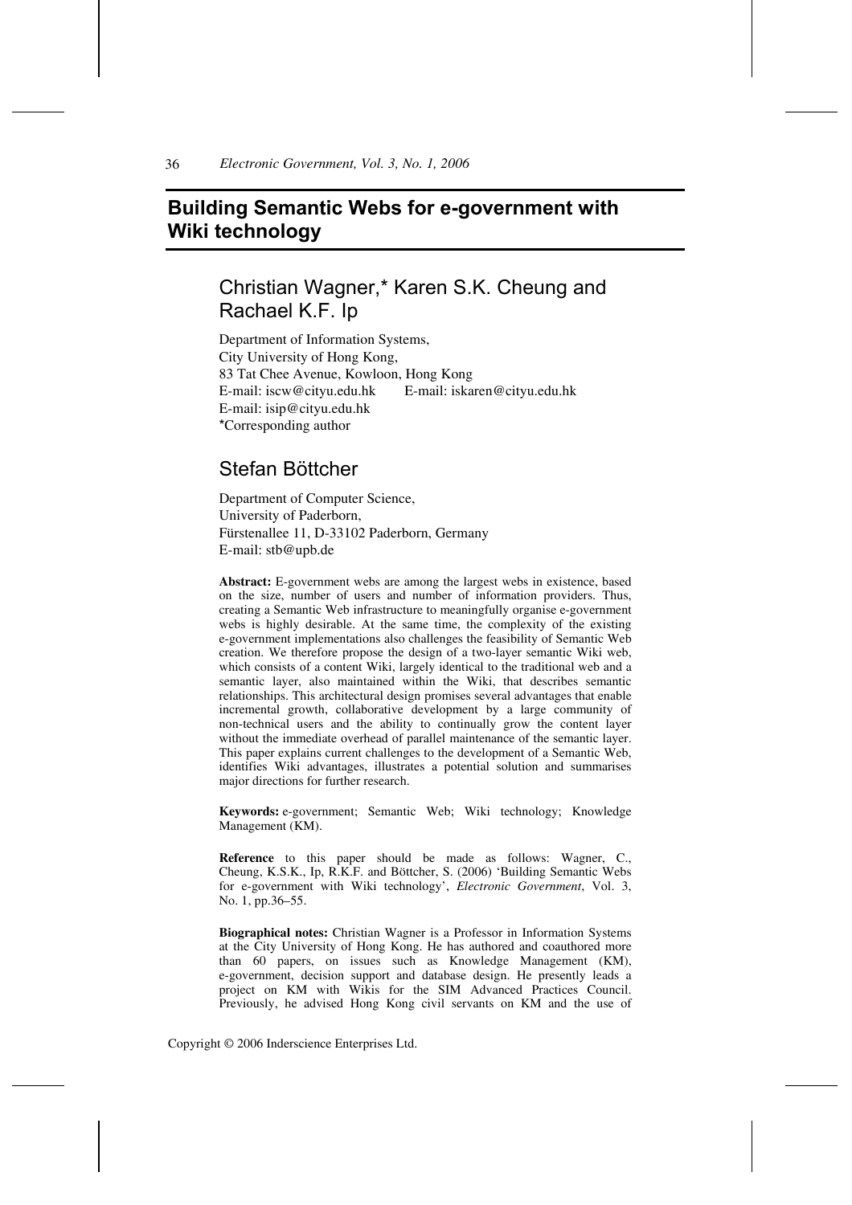# Building Semantic Webs for e-government with Wiki technology

## Christian Wagner,* Karen S.K. Cheung and Rachael K.F. Ip

Department of Information Systems,
City University of Hong Kong,
83 Tat Chee Avenue, Kowloon, Hong Kong
E-mail: iscw@cityu.edu.hk E-mail: iskaren@cityu.edu.hk
E-mail: isip@cityu.edu.hk
*Corresponding author

## Stefan Böttcher

Department of Computer Science,
University of Paderborn,
Fürstenallee 11, D-33102 Paderborn, Germany
E-mail: stb@upb.de

**Abstract:** E-government webs are among the largest webs in existence, based on the size, number of users and number of information providers. Thus, creating a Semantic Web infrastructure to meaningfully organise e-government webs is highly desirable. At the same time, the complexity of the existing e-government implementations also challenges the feasibility of Semantic Web creation. We therefore propose the design of a two-layer semantic Wiki web, which consists of a content Wiki, largely identical to the traditional web and a semantic layer, also maintained within the Wiki, that describes semantic relationships. This architectural design promises several advantages that enable incremental growth, collaborative development by a large community of non-technical users and the ability to continually grow the content layer without the immediate overhead of parallel maintenance of the semantic layer. This paper explains current challenges to the development of a Semantic Web, identifies Wiki advantages, illustrates a potential solution and summarises major directions for further research.

**Keywords:** e-government; Semantic Web; Wiki technology; Knowledge Management (KM).

**Reference** to this paper should be made as follows: Wagner, C., Cheung, K.S.K., Ip, R.K.F. and Böttcher, S. (2006) 'Building Semantic Webs for e-government with Wiki technology', *Electronic Government*, Vol. 3, No. 1, pp.36–55.

**Biographical notes:** Christian Wagner is a Professor in Information Systems at the City University of Hong Kong. He has authored and coauthored more than 60 papers, on issues such as Knowledge Management (KM), e-government, decision support and database design. He presently leads a project on KM with Wikis for the SIM Advanced Practices Council. Previously, he advised Hong Kong civil servants on KM and the use of

Copyright © 2006 Inderscience Enterprises Ltd.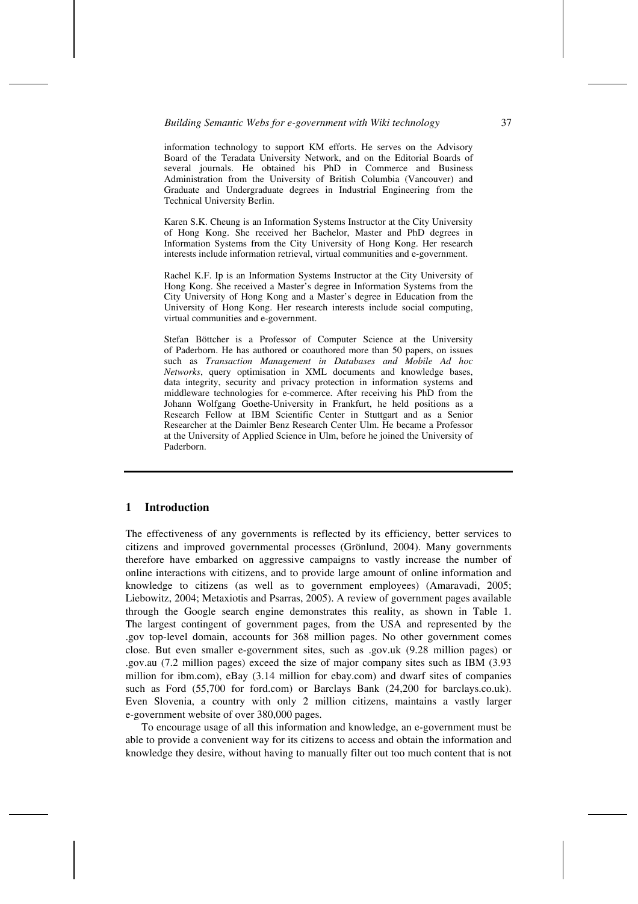information technology to support KM efforts. He serves on the Advisory Board of the Teradata University Network, and on the Editorial Boards of several journals. He obtained his PhD in Commerce and Business Administration from the University of British Columbia (Vancouver) and Graduate and Undergraduate degrees in Industrial Engineering from the Technical University Berlin.

Karen S.K. Cheung is an Information Systems Instructor at the City University of Hong Kong. She received her Bachelor, Master and PhD degrees in Information Systems from the City University of Hong Kong. Her research interests include information retrieval, virtual communities and e-government.

Rachel K.F. Ip is an Information Systems Instructor at the City University of Hong Kong. She received a Master's degree in Information Systems from the City University of Hong Kong and a Master's degree in Education from the University of Hong Kong. Her research interests include social computing, virtual communities and e-government.

Stefan Böttcher is a Professor of Computer Science at the University of Paderborn. He has authored or coauthored more than 50 papers, on issues such as *Transaction Management in Databases and Mobile Ad hoc Networks*, query optimisation in XML documents and knowledge bases, data integrity, security and privacy protection in information systems and middleware technologies for e-commerce. After receiving his PhD from the Johann Wolfgang Goethe-University in Frankfurt, he held positions as a Research Fellow at IBM Scientific Center in Stuttgart and as a Senior Researcher at the Daimler Benz Research Center Ulm. He became a Professor at the University of Applied Science in Ulm, before he joined the University of Paderborn.

## 1 Introduction

The effectiveness of any governments is reflected by its efficiency, better services to citizens and improved governmental processes (Grönlund, 2004). Many governments therefore have embarked on aggressive campaigns to vastly increase the number of online interactions with citizens, and to provide large amount of online information and knowledge to citizens (as well as to government employees) (Amaravadi, 2005; Liebowitz, 2004; Metaxiotis and Psarras, 2005). A review of government pages available through the Google search engine demonstrates this reality, as shown in Table 1. The largest contingent of government pages, from the USA and represented by the .gov top-level domain, accounts for 368 million pages. No other government comes close. But even smaller e-government sites, such as .gov.uk (9.28 million pages) or .gov.au (7.2 million pages) exceed the size of major company sites such as IBM (3.93 million for ibm.com), eBay (3.14 million for ebay.com) and dwarf sites of companies such as Ford (55,700 for ford.com) or Barclays Bank (24,200 for barclays.co.uk). Even Slovenia, a country with only 2 million citizens, maintains a vastly larger e-government website of over 380,000 pages.

To encourage usage of all this information and knowledge, an e-government must be able to provide a convenient way for its citizens to access and obtain the information and knowledge they desire, without having to manually filter out too much content that is not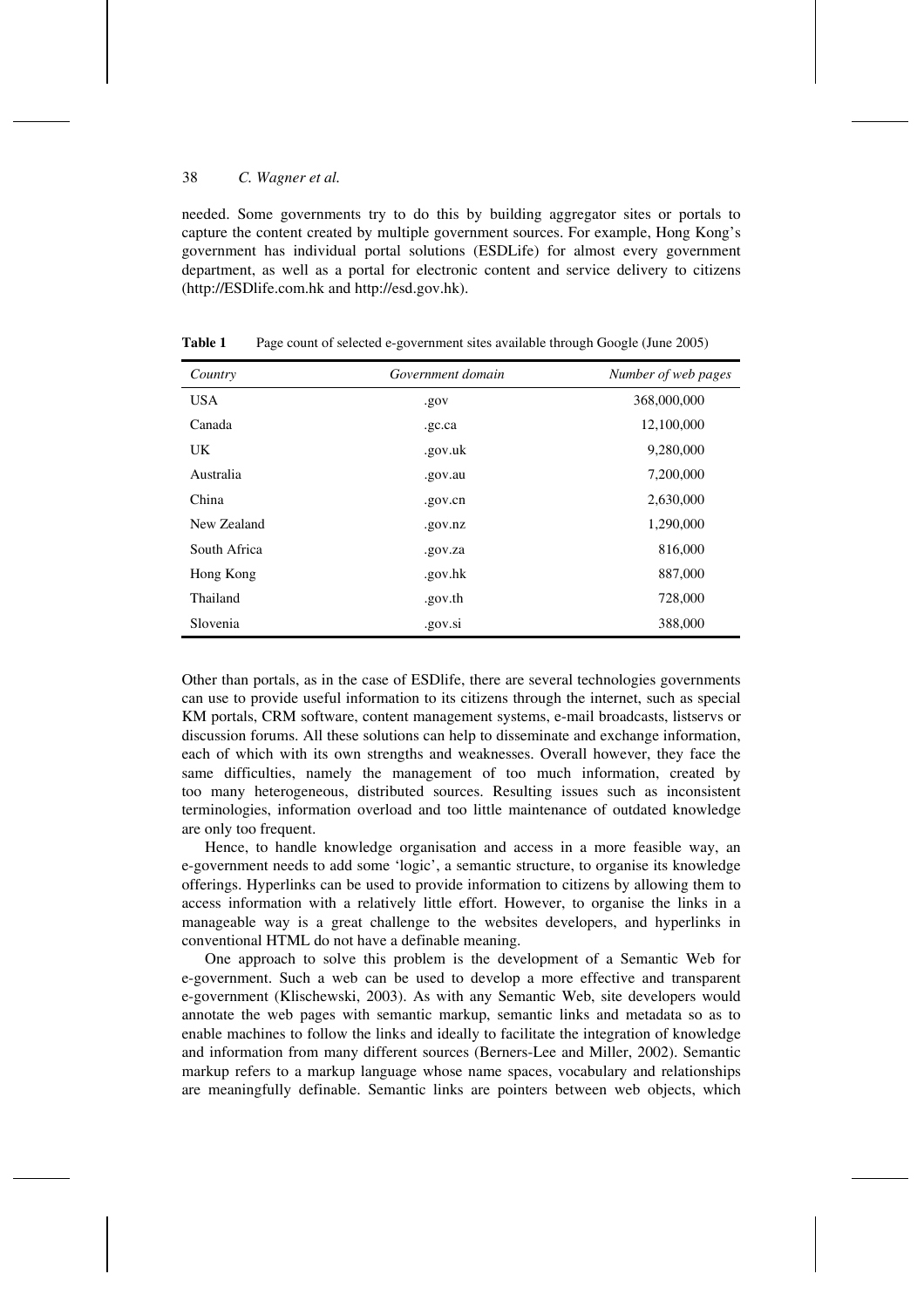needed. Some governments try to do this by building aggregator sites or portals to capture the content created by multiple government sources. For example, Hong Kong's government has individual portal solutions (ESDLife) for almost every government department, as well as a portal for electronic content and service delivery to citizens (http://ESDlife.com.hk and http://esd.gov.hk).

**Table 1** Page count of selected e-government sites available through Google (June 2005)

| *Country* | *Government domain* | *Number of web pages* |
|---|---|---|
| USA | .gov | 368,000,000 |
| Canada | .gc.ca | 12,100,000 |
| UK | .gov.uk | 9,280,000 |
| Australia | .gov.au | 7,200,000 |
| China | .gov.cn | 2,630,000 |
| New Zealand | .gov.nz | 1,290,000 |
| South Africa | .gov.za | 816,000 |
| Hong Kong | .gov.hk | 887,000 |
| Thailand | .gov.th | 728,000 |
| Slovenia | .gov.si | 388,000 |

Other than portals, as in the case of ESDlife, there are several technologies governments can use to provide useful information to its citizens through the internet, such as special KM portals, CRM software, content management systems, e-mail broadcasts, listservs or discussion forums. All these solutions can help to disseminate and exchange information, each of which with its own strengths and weaknesses. Overall however, they face the same difficulties, namely the management of too much information, created by too many heterogeneous, distributed sources. Resulting issues such as inconsistent terminologies, information overload and too little maintenance of outdated knowledge are only too frequent.

Hence, to handle knowledge organisation and access in a more feasible way, an e-government needs to add some 'logic', a semantic structure, to organise its knowledge offerings. Hyperlinks can be used to provide information to citizens by allowing them to access information with a relatively little effort. However, to organise the links in a manageable way is a great challenge to the websites developers, and hyperlinks in conventional HTML do not have a definable meaning.

One approach to solve this problem is the development of a Semantic Web for e-government. Such a web can be used to develop a more effective and transparent e-government (Klischewski, 2003). As with any Semantic Web, site developers would annotate the web pages with semantic markup, semantic links and metadata so as to enable machines to follow the links and ideally to facilitate the integration of knowledge and information from many different sources (Berners-Lee and Miller, 2002). Semantic markup refers to a markup language whose name spaces, vocabulary and relationships are meaningfully definable. Semantic links are pointers between web objects, which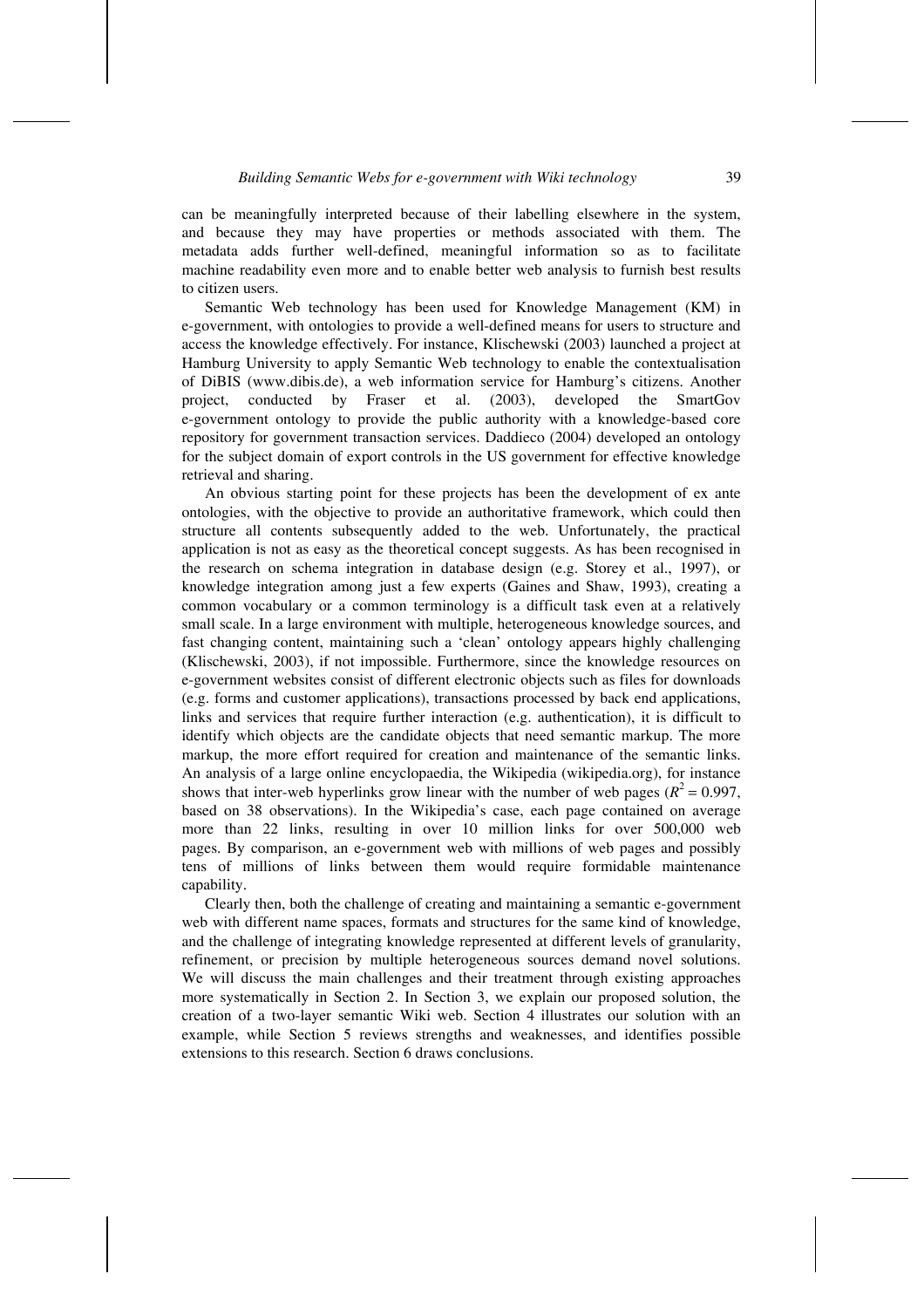can be meaningfully interpreted because of their labelling elsewhere in the system, and because they may have properties or methods associated with them. The metadata adds further well-defined, meaningful information so as to facilitate machine readability even more and to enable better web analysis to furnish best results to citizen users.

Semantic Web technology has been used for Knowledge Management (KM) in e-government, with ontologies to provide a well-defined means for users to structure and access the knowledge effectively. For instance, Klischewski (2003) launched a project at Hamburg University to apply Semantic Web technology to enable the contextualisation of DiBIS (www.dibis.de), a web information service for Hamburg's citizens. Another project, conducted by Fraser et al. (2003), developed the SmartGov e-government ontology to provide the public authority with a knowledge-based core repository for government transaction services. Daddieco (2004) developed an ontology for the subject domain of export controls in the US government for effective knowledge retrieval and sharing.

An obvious starting point for these projects has been the development of ex ante ontologies, with the objective to provide an authoritative framework, which could then structure all contents subsequently added to the web. Unfortunately, the practical application is not as easy as the theoretical concept suggests. As has been recognised in the research on schema integration in database design (e.g. Storey et al., 1997), or knowledge integration among just a few experts (Gaines and Shaw, 1993), creating a common vocabulary or a common terminology is a difficult task even at a relatively small scale. In a large environment with multiple, heterogeneous knowledge sources, and fast changing content, maintaining such a 'clean' ontology appears highly challenging (Klischewski, 2003), if not impossible. Furthermore, since the knowledge resources on e-government websites consist of different electronic objects such as files for downloads (e.g. forms and customer applications), transactions processed by back end applications, links and services that require further interaction (e.g. authentication), it is difficult to identify which objects are the candidate objects that need semantic markup. The more markup, the more effort required for creation and maintenance of the semantic links. An analysis of a large online encyclopaedia, the Wikipedia (wikipedia.org), for instance shows that inter-web hyperlinks grow linear with the number of web pages ($R^2 = 0.997$, based on 38 observations). In the Wikipedia's case, each page contained on average more than 22 links, resulting in over 10 million links for over 500,000 web pages. By comparison, an e-government web with millions of web pages and possibly tens of millions of links between them would require formidable maintenance capability.

Clearly then, both the challenge of creating and maintaining a semantic e-government web with different name spaces, formats and structures for the same kind of knowledge, and the challenge of integrating knowledge represented at different levels of granularity, refinement, or precision by multiple heterogeneous sources demand novel solutions. We will discuss the main challenges and their treatment through existing approaches more systematically in Section 2. In Section 3, we explain our proposed solution, the creation of a two-layer semantic Wiki web. Section 4 illustrates our solution with an example, while Section 5 reviews strengths and weaknesses, and identifies possible extensions to this research. Section 6 draws conclusions.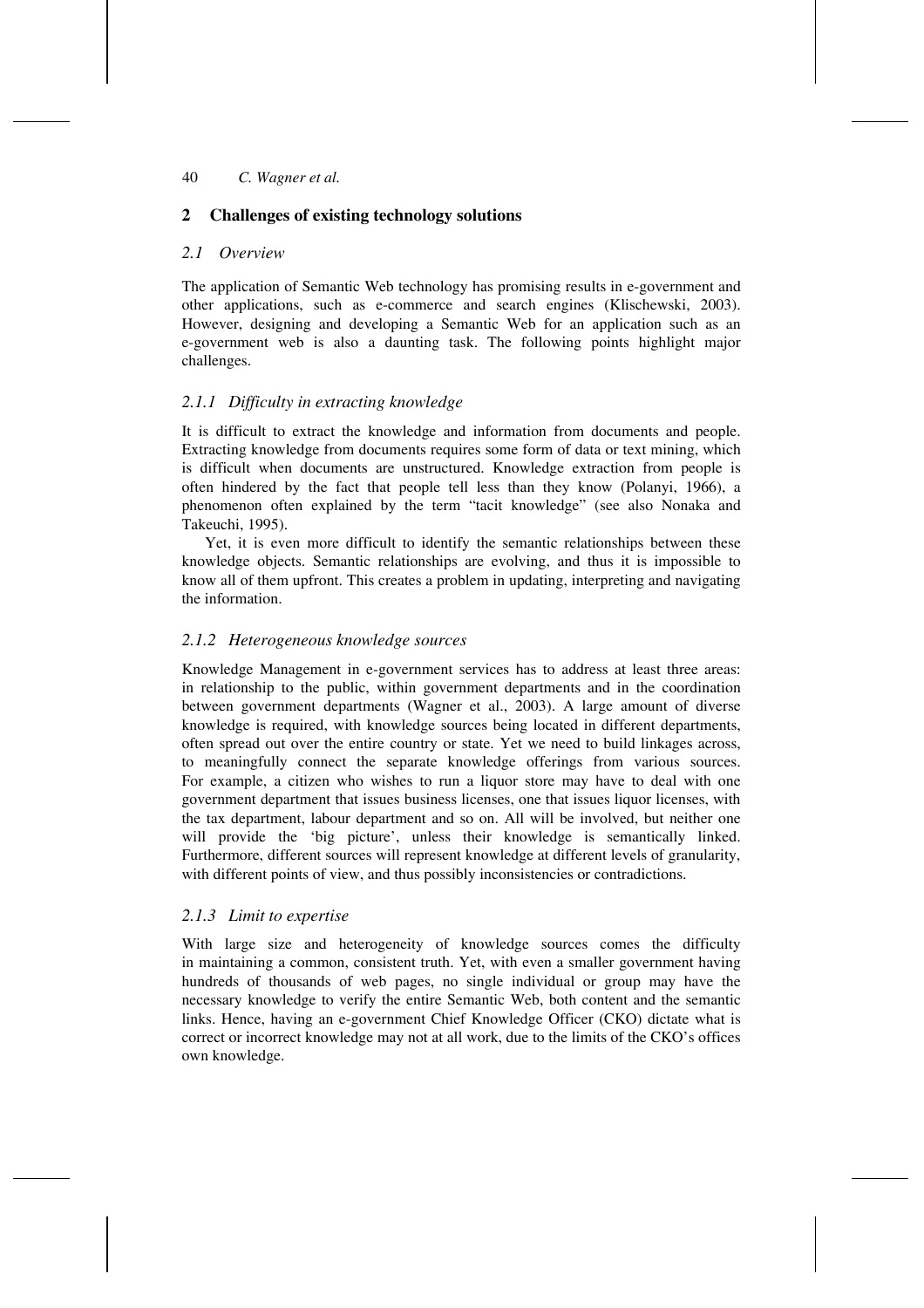## 2 Challenges of existing technology solutions

### *2.1 Overview*

The application of Semantic Web technology has promising results in e-government and other applications, such as e-commerce and search engines (Klischewski, 2003). However, designing and developing a Semantic Web for an application such as an e-government web is also a daunting task. The following points highlight major challenges.

#### *2.1.1 Difficulty in extracting knowledge*

It is difficult to extract the knowledge and information from documents and people. Extracting knowledge from documents requires some form of data or text mining, which is difficult when documents are unstructured. Knowledge extraction from people is often hindered by the fact that people tell less than they know (Polanyi, 1966), a phenomenon often explained by the term "tacit knowledge" (see also Nonaka and Takeuchi, 1995).

Yet, it is even more difficult to identify the semantic relationships between these knowledge objects. Semantic relationships are evolving, and thus it is impossible to know all of them upfront. This creates a problem in updating, interpreting and navigating the information.

#### *2.1.2 Heterogeneous knowledge sources*

Knowledge Management in e-government services has to address at least three areas: in relationship to the public, within government departments and in the coordination between government departments (Wagner et al., 2003). A large amount of diverse knowledge is required, with knowledge sources being located in different departments, often spread out over the entire country or state. Yet we need to build linkages across, to meaningfully connect the separate knowledge offerings from various sources. For example, a citizen who wishes to run a liquor store may have to deal with one government department that issues business licenses, one that issues liquor licenses, with the tax department, labour department and so on. All will be involved, but neither one will provide the 'big picture', unless their knowledge is semantically linked. Furthermore, different sources will represent knowledge at different levels of granularity, with different points of view, and thus possibly inconsistencies or contradictions.

#### *2.1.3 Limit to expertise*

With large size and heterogeneity of knowledge sources comes the difficulty in maintaining a common, consistent truth. Yet, with even a smaller government having hundreds of thousands of web pages, no single individual or group may have the necessary knowledge to verify the entire Semantic Web, both content and the semantic links. Hence, having an e-government Chief Knowledge Officer (CKO) dictate what is correct or incorrect knowledge may not at all work, due to the limits of the CKO's offices own knowledge.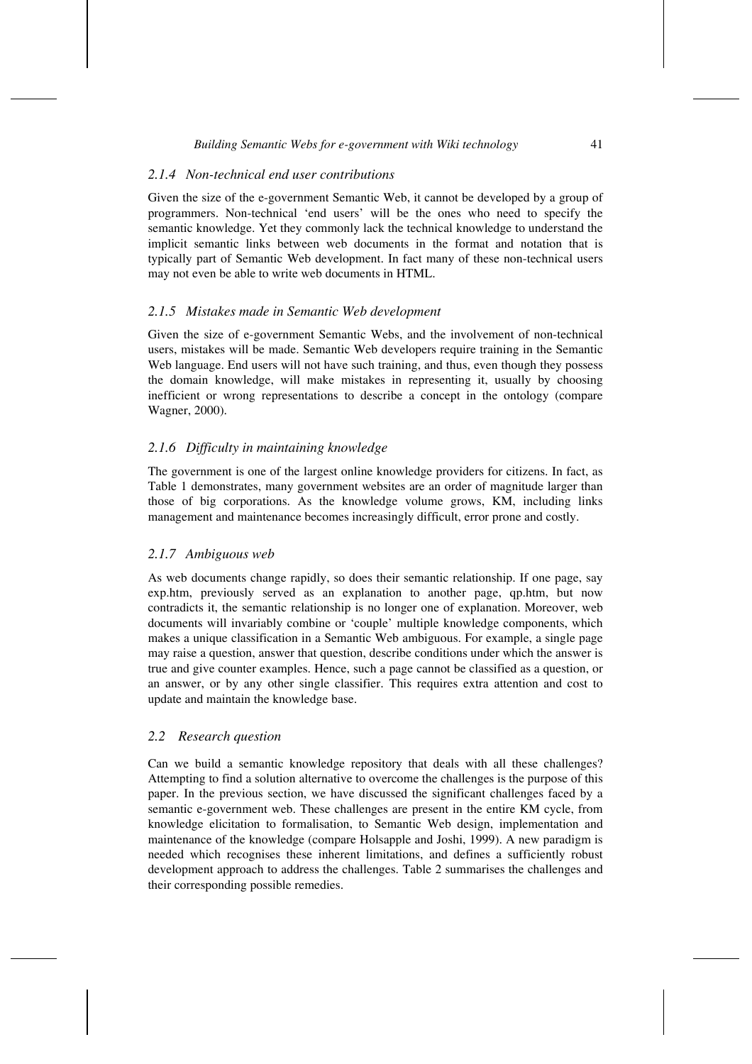### *2.1.4 Non-technical end user contributions*

Given the size of the e-government Semantic Web, it cannot be developed by a group of programmers. Non-technical 'end users' will be the ones who need to specify the semantic knowledge. Yet they commonly lack the technical knowledge to understand the implicit semantic links between web documents in the format and notation that is typically part of Semantic Web development. In fact many of these non-technical users may not even be able to write web documents in HTML.

### *2.1.5 Mistakes made in Semantic Web development*

Given the size of e-government Semantic Webs, and the involvement of non-technical users, mistakes will be made. Semantic Web developers require training in the Semantic Web language. End users will not have such training, and thus, even though they possess the domain knowledge, will make mistakes in representing it, usually by choosing inefficient or wrong representations to describe a concept in the ontology (compare Wagner, 2000).

### *2.1.6 Difficulty in maintaining knowledge*

The government is one of the largest online knowledge providers for citizens. In fact, as Table 1 demonstrates, many government websites are an order of magnitude larger than those of big corporations. As the knowledge volume grows, KM, including links management and maintenance becomes increasingly difficult, error prone and costly.

### *2.1.7 Ambiguous web*

As web documents change rapidly, so does their semantic relationship. If one page, say exp.htm, previously served as an explanation to another page, qp.htm, but now contradicts it, the semantic relationship is no longer one of explanation. Moreover, web documents will invariably combine or 'couple' multiple knowledge components, which makes a unique classification in a Semantic Web ambiguous. For example, a single page may raise a question, answer that question, describe conditions under which the answer is true and give counter examples. Hence, such a page cannot be classified as a question, or an answer, or by any other single classifier. This requires extra attention and cost to update and maintain the knowledge base.

## *2.2 Research question*

Can we build a semantic knowledge repository that deals with all these challenges? Attempting to find a solution alternative to overcome the challenges is the purpose of this paper. In the previous section, we have discussed the significant challenges faced by a semantic e-government web. These challenges are present in the entire KM cycle, from knowledge elicitation to formalisation, to Semantic Web design, implementation and maintenance of the knowledge (compare Holsapple and Joshi, 1999). A new paradigm is needed which recognises these inherent limitations, and defines a sufficiently robust development approach to address the challenges. Table 2 summarises the challenges and their corresponding possible remedies.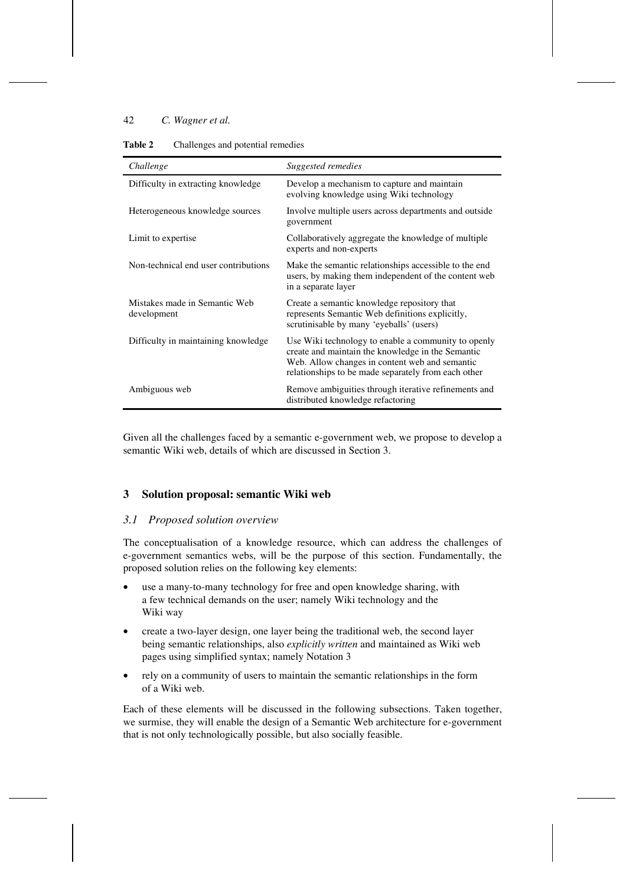**Table 2** Challenges and potential remedies

| *Challenge* | *Suggested remedies* |
|---|---|
| Difficulty in extracting knowledge | Develop a mechanism to capture and maintain evolving knowledge using Wiki technology |
| Heterogeneous knowledge sources | Involve multiple users across departments and outside government |
| Limit to expertise | Collaboratively aggregate the knowledge of multiple experts and non-experts |
| Non-technical end user contributions | Make the semantic relationships accessible to the end users, by making them independent of the content web in a separate layer |
| Mistakes made in Semantic Web development | Create a semantic knowledge repository that represents Semantic Web definitions explicitly, scrutinisable by many 'eyeballs' (users) |
| Difficulty in maintaining knowledge | Use Wiki technology to enable a community to openly create and maintain the knowledge in the Semantic Web. Allow changes in content web and semantic relationships to be made separately from each other |
| Ambiguous web | Remove ambiguities through iterative refinements and distributed knowledge refactoring |

Given all the challenges faced by a semantic e-government web, we propose to develop a semantic Wiki web, details of which are discussed in Section 3.

## 3 Solution proposal: semantic Wiki web

### *3.1 Proposed solution overview*

The conceptualisation of a knowledge resource, which can address the challenges of e-government semantics webs, will be the purpose of this section. Fundamentally, the proposed solution relies on the following key elements:

- use a many-to-many technology for free and open knowledge sharing, with a few technical demands on the user; namely Wiki technology and the Wiki way
- create a two-layer design, one layer being the traditional web, the second layer being semantic relationships, also *explicitly written* and maintained as Wiki web pages using simplified syntax; namely Notation 3
- rely on a community of users to maintain the semantic relationships in the form of a Wiki web.

Each of these elements will be discussed in the following subsections. Taken together, we surmise, they will enable the design of a Semantic Web architecture for e-government that is not only technologically possible, but also socially feasible.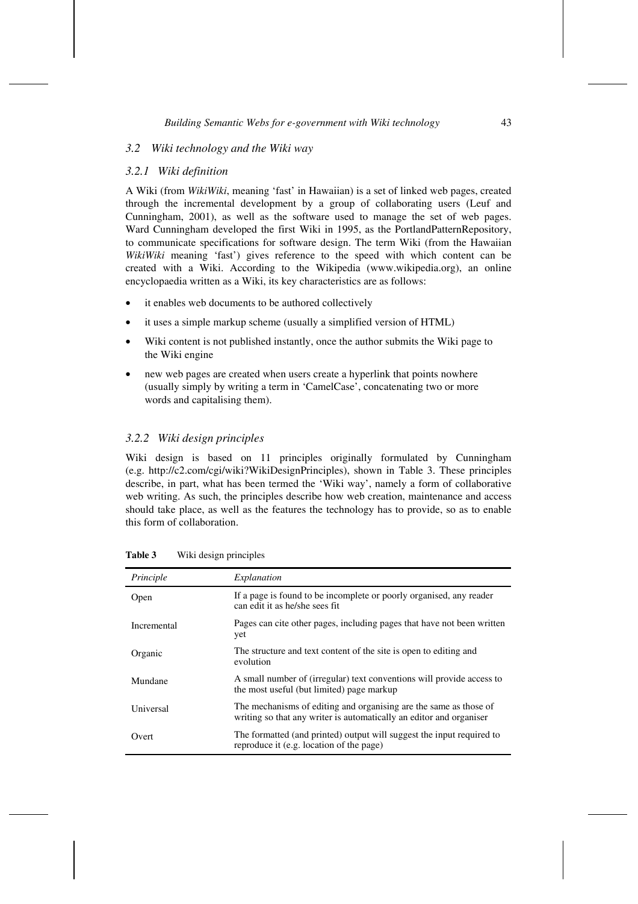### 3.2 Wiki technology and the Wiki way

#### 3.2.1 Wiki definition

A Wiki (from *WikiWiki*, meaning 'fast' in Hawaiian) is a set of linked web pages, created through the incremental development by a group of collaborating users (Leuf and Cunningham, 2001), as well as the software used to manage the set of web pages. Ward Cunningham developed the first Wiki in 1995, as the PortlandPatternRepository, to communicate specifications for software design. The term Wiki (from the Hawaiian *WikiWiki* meaning 'fast') gives reference to the speed with which content can be created with a Wiki. According to the Wikipedia (www.wikipedia.org), an online encyclopaedia written as a Wiki, its key characteristics are as follows:

- it enables web documents to be authored collectively
- it uses a simple markup scheme (usually a simplified version of HTML)
- Wiki content is not published instantly, once the author submits the Wiki page to the Wiki engine
- new web pages are created when users create a hyperlink that points nowhere (usually simply by writing a term in 'CamelCase', concatenating two or more words and capitalising them).

#### 3.2.2 Wiki design principles

Wiki design is based on 11 principles originally formulated by Cunningham (e.g. http://c2.com/cgi/wiki?WikiDesignPrinciples), shown in Table 3. These principles describe, in part, what has been termed the 'Wiki way', namely a form of collaborative web writing. As such, the principles describe how web creation, maintenance and access should take place, as well as the features the technology has to provide, so as to enable this form of collaboration.

**Table 3** Wiki design principles

| *Principle* | *Explanation* |
|---|---|
| Open | If a page is found to be incomplete or poorly organised, any reader can edit it as he/she sees fit |
| Incremental | Pages can cite other pages, including pages that have not been written yet |
| Organic | The structure and text content of the site is open to editing and evolution |
| Mundane | A small number of (irregular) text conventions will provide access to the most useful (but limited) page markup |
| Universal | The mechanisms of editing and organising are the same as those of writing so that any writer is automatically an editor and organiser |
| Overt | The formatted (and printed) output will suggest the input required to reproduce it (e.g. location of the page) |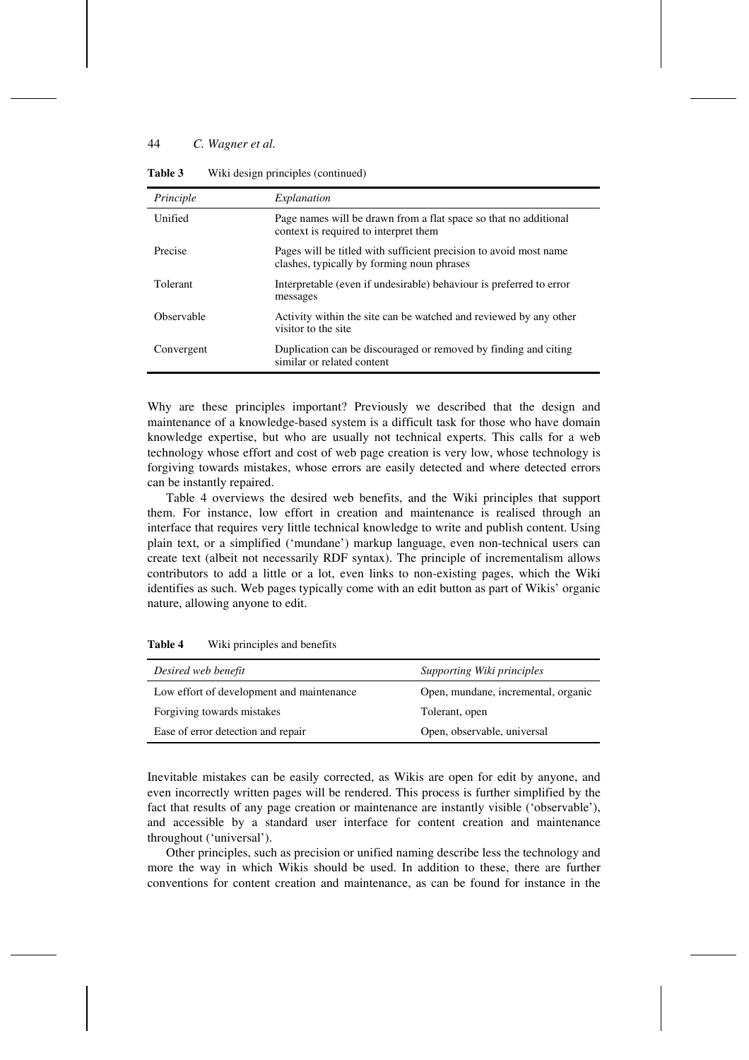**Table 3** Wiki design principles (continued)

| *Principle* | *Explanation* |
|---|---|
| Unified | Page names will be drawn from a flat space so that no additional context is required to interpret them |
| Precise | Pages will be titled with sufficient precision to avoid most name clashes, typically by forming noun phrases |
| Tolerant | Interpretable (even if undesirable) behaviour is preferred to error messages |
| Observable | Activity within the site can be watched and reviewed by any other visitor to the site |
| Convergent | Duplication can be discouraged or removed by finding and citing similar or related content |

Why are these principles important? Previously we described that the design and maintenance of a knowledge-based system is a difficult task for those who have domain knowledge expertise, but who are usually not technical experts. This calls for a web technology whose effort and cost of web page creation is very low, whose technology is forgiving towards mistakes, whose errors are easily detected and where detected errors can be instantly repaired.

Table 4 overviews the desired web benefits, and the Wiki principles that support them. For instance, low effort in creation and maintenance is realised through an interface that requires very little technical knowledge to write and publish content. Using plain text, or a simplified ('mundane') markup language, even non-technical users can create text (albeit not necessarily RDF syntax). The principle of incrementalism allows contributors to add a little or a lot, even links to non-existing pages, which the Wiki identifies as such. Web pages typically come with an edit button as part of Wikis' organic nature, allowing anyone to edit.

**Table 4** Wiki principles and benefits

| *Desired web benefit* | *Supporting Wiki principles* |
|---|---|
| Low effort of development and maintenance | Open, mundane, incremental, organic |
| Forgiving towards mistakes | Tolerant, open |
| Ease of error detection and repair | Open, observable, universal |

Inevitable mistakes can be easily corrected, as Wikis are open for edit by anyone, and even incorrectly written pages will be rendered. This process is further simplified by the fact that results of any page creation or maintenance are instantly visible ('observable'), and accessible by a standard user interface for content creation and maintenance throughout ('universal').

Other principles, such as precision or unified naming describe less the technology and more the way in which Wikis should be used. In addition to these, there are further conventions for content creation and maintenance, as can be found for instance in the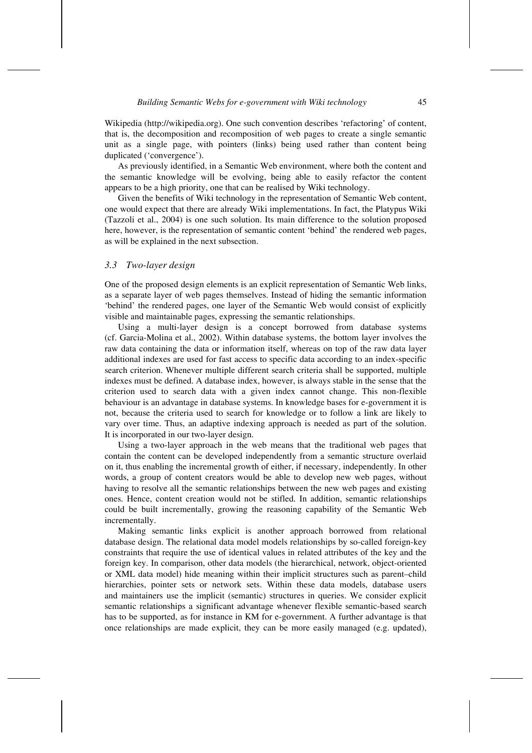Wikipedia (http://wikipedia.org). One such convention describes 'refactoring' of content, that is, the decomposition and recomposition of web pages to create a single semantic unit as a single page, with pointers (links) being used rather than content being duplicated ('convergence').

As previously identified, in a Semantic Web environment, where both the content and the semantic knowledge will be evolving, being able to easily refactor the content appears to be a high priority, one that can be realised by Wiki technology.

Given the benefits of Wiki technology in the representation of Semantic Web content, one would expect that there are already Wiki implementations. In fact, the Platypus Wiki (Tazzoli et al., 2004) is one such solution. Its main difference to the solution proposed here, however, is the representation of semantic content 'behind' the rendered web pages, as will be explained in the next subsection.

### 3.3 Two-layer design

One of the proposed design elements is an explicit representation of Semantic Web links, as a separate layer of web pages themselves. Instead of hiding the semantic information 'behind' the rendered pages, one layer of the Semantic Web would consist of explicitly visible and maintainable pages, expressing the semantic relationships.

Using a multi-layer design is a concept borrowed from database systems (cf. Garcia-Molina et al., 2002). Within database systems, the bottom layer involves the raw data containing the data or information itself, whereas on top of the raw data layer additional indexes are used for fast access to specific data according to an index-specific search criterion. Whenever multiple different search criteria shall be supported, multiple indexes must be defined. A database index, however, is always stable in the sense that the criterion used to search data with a given index cannot change. This non-flexible behaviour is an advantage in database systems. In knowledge bases for e-government it is not, because the criteria used to search for knowledge or to follow a link are likely to vary over time. Thus, an adaptive indexing approach is needed as part of the solution. It is incorporated in our two-layer design.

Using a two-layer approach in the web means that the traditional web pages that contain the content can be developed independently from a semantic structure overlaid on it, thus enabling the incremental growth of either, if necessary, independently. In other words, a group of content creators would be able to develop new web pages, without having to resolve all the semantic relationships between the new web pages and existing ones. Hence, content creation would not be stifled. In addition, semantic relationships could be built incrementally, growing the reasoning capability of the Semantic Web incrementally.

Making semantic links explicit is another approach borrowed from relational database design. The relational data model models relationships by so-called foreign-key constraints that require the use of identical values in related attributes of the key and the foreign key. In comparison, other data models (the hierarchical, network, object-oriented or XML data model) hide meaning within their implicit structures such as parent–child hierarchies, pointer sets or network sets. Within these data models, database users and maintainers use the implicit (semantic) structures in queries. We consider explicit semantic relationships a significant advantage whenever flexible semantic-based search has to be supported, as for instance in KM for e-government. A further advantage is that once relationships are made explicit, they can be more easily managed (e.g. updated),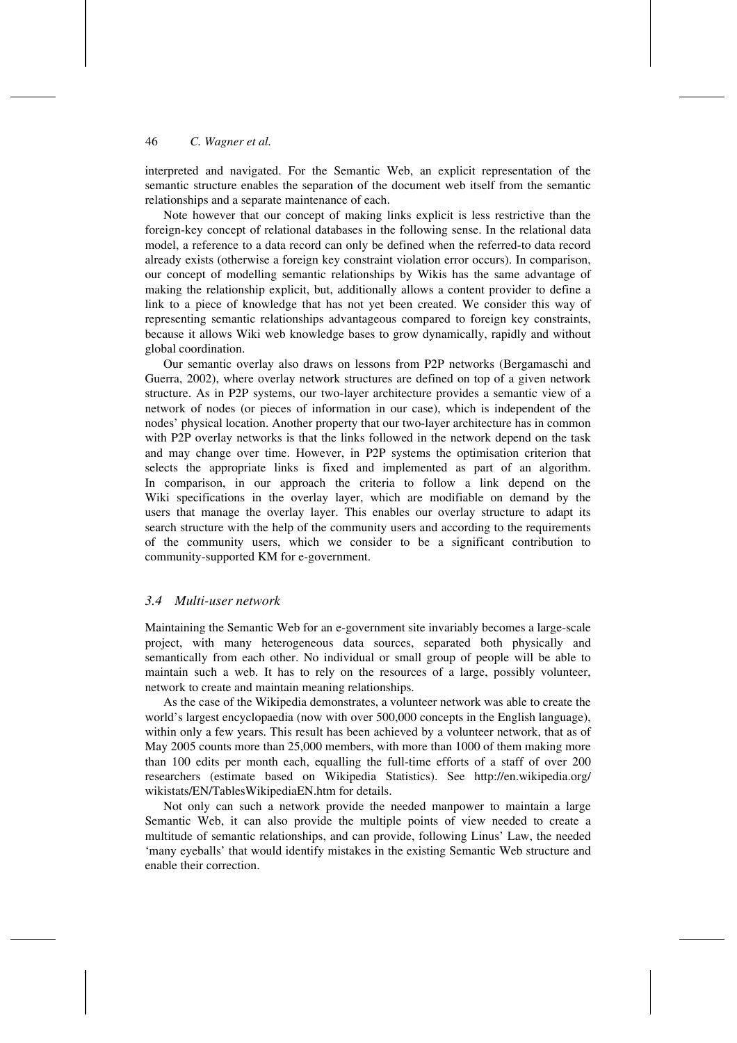interpreted and navigated. For the Semantic Web, an explicit representation of the semantic structure enables the separation of the document web itself from the semantic relationships and a separate maintenance of each.

Note however that our concept of making links explicit is less restrictive than the foreign-key concept of relational databases in the following sense. In the relational data model, a reference to a data record can only be defined when the referred-to data record already exists (otherwise a foreign key constraint violation error occurs). In comparison, our concept of modelling semantic relationships by Wikis has the same advantage of making the relationship explicit, but, additionally allows a content provider to define a link to a piece of knowledge that has not yet been created. We consider this way of representing semantic relationships advantageous compared to foreign key constraints, because it allows Wiki web knowledge bases to grow dynamically, rapidly and without global coordination.

Our semantic overlay also draws on lessons from P2P networks (Bergamaschi and Guerra, 2002), where overlay network structures are defined on top of a given network structure. As in P2P systems, our two-layer architecture provides a semantic view of a network of nodes (or pieces of information in our case), which is independent of the nodes' physical location. Another property that our two-layer architecture has in common with P2P overlay networks is that the links followed in the network depend on the task and may change over time. However, in P2P systems the optimisation criterion that selects the appropriate links is fixed and implemented as part of an algorithm. In comparison, in our approach the criteria to follow a link depend on the Wiki specifications in the overlay layer, which are modifiable on demand by the users that manage the overlay layer. This enables our overlay structure to adapt its search structure with the help of the community users and according to the requirements of the community users, which we consider to be a significant contribution to community-supported KM for e-government.

### *3.4 Multi-user network*

Maintaining the Semantic Web for an e-government site invariably becomes a large-scale project, with many heterogeneous data sources, separated both physically and semantically from each other. No individual or small group of people will be able to maintain such a web. It has to rely on the resources of a large, possibly volunteer, network to create and maintain meaning relationships.

As the case of the Wikipedia demonstrates, a volunteer network was able to create the world's largest encyclopaedia (now with over 500,000 concepts in the English language), within only a few years. This result has been achieved by a volunteer network, that as of May 2005 counts more than 25,000 members, with more than 1000 of them making more than 100 edits per month each, equalling the full-time efforts of a staff of over 200 researchers (estimate based on Wikipedia Statistics). See http://en.wikipedia.org/wikistats/EN/TablesWikipediaEN.htm for details.

Not only can such a network provide the needed manpower to maintain a large Semantic Web, it can also provide the multiple points of view needed to create a multitude of semantic relationships, and can provide, following Linus' Law, the needed 'many eyeballs' that would identify mistakes in the existing Semantic Web structure and enable their correction.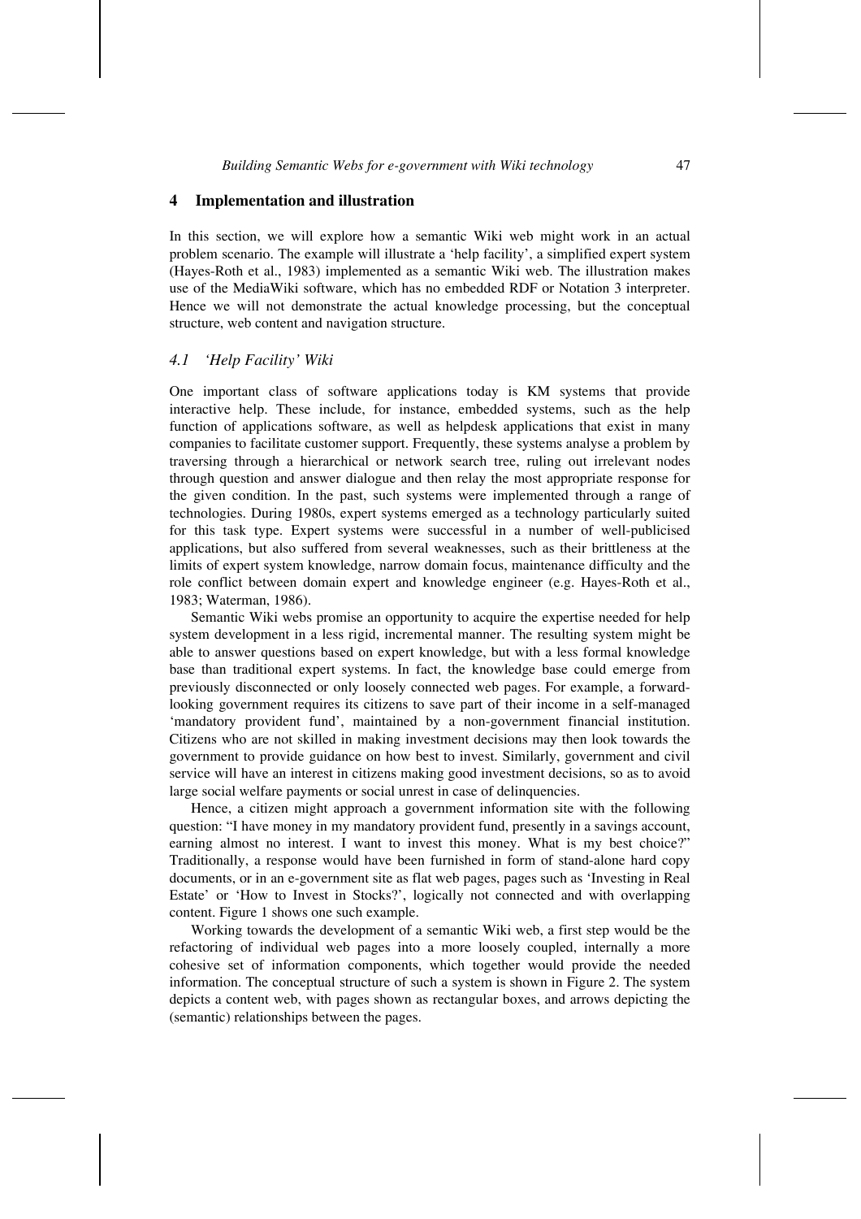## 4 Implementation and illustration

In this section, we will explore how a semantic Wiki web might work in an actual problem scenario. The example will illustrate a 'help facility', a simplified expert system (Hayes-Roth et al., 1983) implemented as a semantic Wiki web. The illustration makes use of the MediaWiki software, which has no embedded RDF or Notation 3 interpreter. Hence we will not demonstrate the actual knowledge processing, but the conceptual structure, web content and navigation structure.

### *4.1 'Help Facility' Wiki*

One important class of software applications today is KM systems that provide interactive help. These include, for instance, embedded systems, such as the help function of applications software, as well as helpdesk applications that exist in many companies to facilitate customer support. Frequently, these systems analyse a problem by traversing through a hierarchical or network search tree, ruling out irrelevant nodes through question and answer dialogue and then relay the most appropriate response for the given condition. In the past, such systems were implemented through a range of technologies. During 1980s, expert systems emerged as a technology particularly suited for this task type. Expert systems were successful in a number of well-publicised applications, but also suffered from several weaknesses, such as their brittleness at the limits of expert system knowledge, narrow domain focus, maintenance difficulty and the role conflict between domain expert and knowledge engineer (e.g. Hayes-Roth et al., 1983; Waterman, 1986).

Semantic Wiki webs promise an opportunity to acquire the expertise needed for help system development in a less rigid, incremental manner. The resulting system might be able to answer questions based on expert knowledge, but with a less formal knowledge base than traditional expert systems. In fact, the knowledge base could emerge from previously disconnected or only loosely connected web pages. For example, a forward-looking government requires its citizens to save part of their income in a self-managed 'mandatory provident fund', maintained by a non-government financial institution. Citizens who are not skilled in making investment decisions may then look towards the government to provide guidance on how best to invest. Similarly, government and civil service will have an interest in citizens making good investment decisions, so as to avoid large social welfare payments or social unrest in case of delinquencies.

Hence, a citizen might approach a government information site with the following question: "I have money in my mandatory provident fund, presently in a savings account, earning almost no interest. I want to invest this money. What is my best choice?" Traditionally, a response would have been furnished in form of stand-alone hard copy documents, or in an e-government site as flat web pages, pages such as 'Investing in Real Estate' or 'How to Invest in Stocks?', logically not connected and with overlapping content. Figure 1 shows one such example.

Working towards the development of a semantic Wiki web, a first step would be the refactoring of individual web pages into a more loosely coupled, internally a more cohesive set of information components, which together would provide the needed information. The conceptual structure of such a system is shown in Figure 2. The system depicts a content web, with pages shown as rectangular boxes, and arrows depicting the (semantic) relationships between the pages.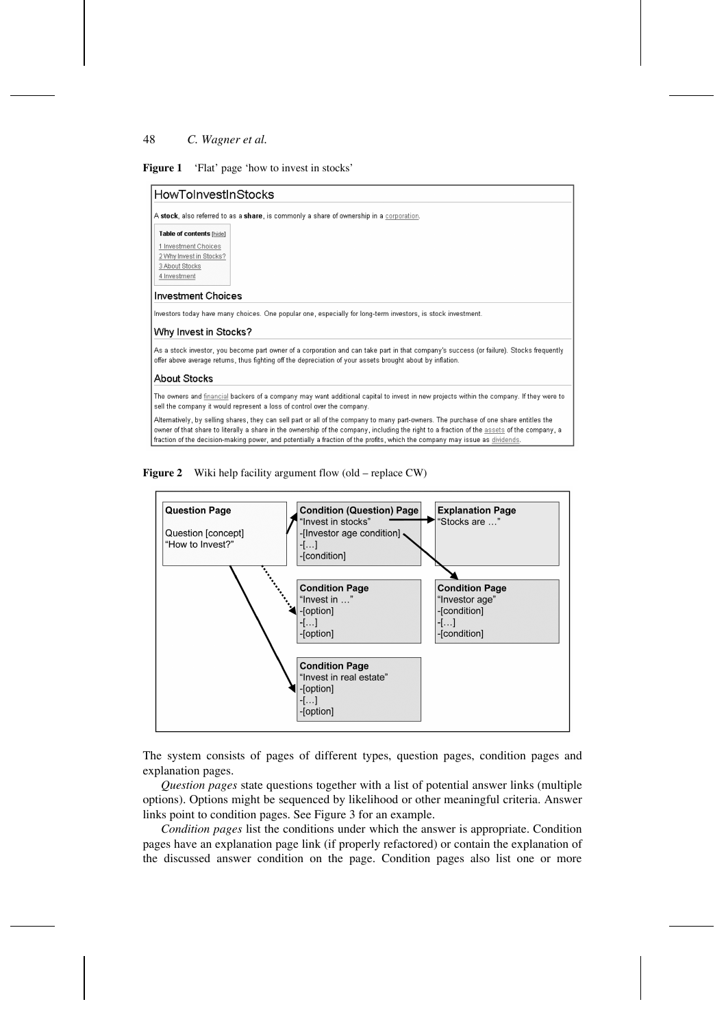**Figure 1** 'Flat' page 'how to invest in stocks'

HowToInvestInStocks

A **stock**, also referred to as a **share**, is commonly a share of ownership in a corporation.

Table of contents [hide]

1 Investment Choices
2 Why Invest in Stocks?
3 About Stocks
4 Investment

Investment Choices

Investors today have many choices. One popular one, especially for long-term investors, is stock investment.

Why Invest in Stocks?

As a stock investor, you become part owner of a corporation and can take part in that company's success (or failure). Stocks frequently offer above average returns, thus fighting off the depreciation of your assets brought about by inflation.

About Stocks

The owners and financial backers of a company may want additional capital to invest in new projects within the company. If they were to sell the company it would represent a loss of control over the company.

Alternatively, by selling shares, they can sell part or all of the company to many part-owners. The purchase of one share entitles the owner of that share to literally a share in the ownership of the company, including the right to a fraction of the assets of the company, a fraction of the decision-making power, and potentially a fraction of the profits, which the company may issue as dividends.

**Figure 2** Wiki help facility argument flow (old – replace CW)

**Question Page**
Question [concept]
"How to Invest?"

**Condition (Question) Page**
"Invest in stocks"
-[Investor age condition]
-[…]
-[condition]

**Explanation Page**
"Stocks are …"

**Condition Page**
"Invest in …"
-[option]
-[…]
-[option]

**Condition Page**
"Investor age"
-[condition]
-[…]
-[condition]

**Condition Page**
"Invest in real estate"
-[option]
-[…]
-[option]

The system consists of pages of different types, question pages, condition pages and explanation pages.

*Question pages* state questions together with a list of potential answer links (multiple options). Options might be sequenced by likelihood or other meaningful criteria. Answer links point to condition pages. See Figure 3 for an example.

*Condition pages* list the conditions under which the answer is appropriate. Condition pages have an explanation page link (if properly refactored) or contain the explanation of the discussed answer condition on the page. Condition pages also list one or more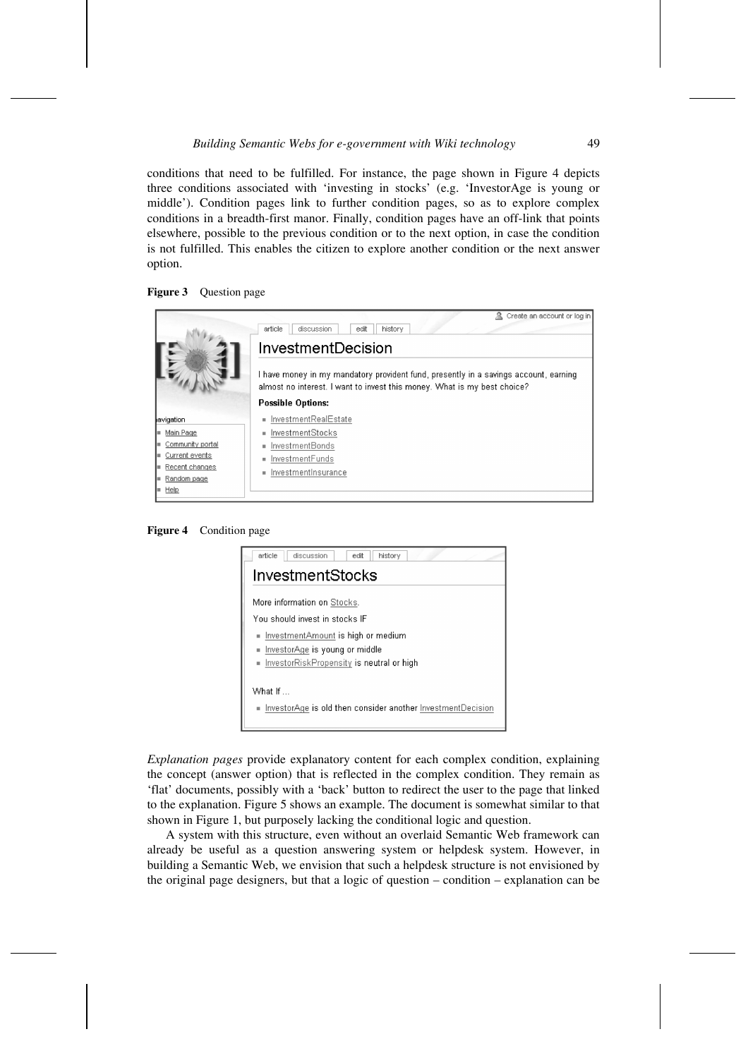conditions that need to be fulfilled. For instance, the page shown in Figure 4 depicts three conditions associated with 'investing in stocks' (e.g. 'InvestorAge is young or middle'). Condition pages link to further condition pages, so as to explore complex conditions in a breadth-first manor. Finally, condition pages have an off-link that points elsewhere, possible to the previous condition or to the next option, in case the condition is not fulfilled. This enables the citizen to explore another condition or the next answer option.

**Figure 3** Question page

**Figure 4** Condition page

*Explanation pages* provide explanatory content for each complex condition, explaining the concept (answer option) that is reflected in the complex condition. They remain as 'flat' documents, possibly with a 'back' button to redirect the user to the page that linked to the explanation. Figure 5 shows an example. The document is somewhat similar to that shown in Figure 1, but purposely lacking the conditional logic and question.

A system with this structure, even without an overlaid Semantic Web framework can already be useful as a question answering system or helpdesk system. However, in building a Semantic Web, we envision that such a helpdesk structure is not envisioned by the original page designers, but that a logic of question – condition – explanation can be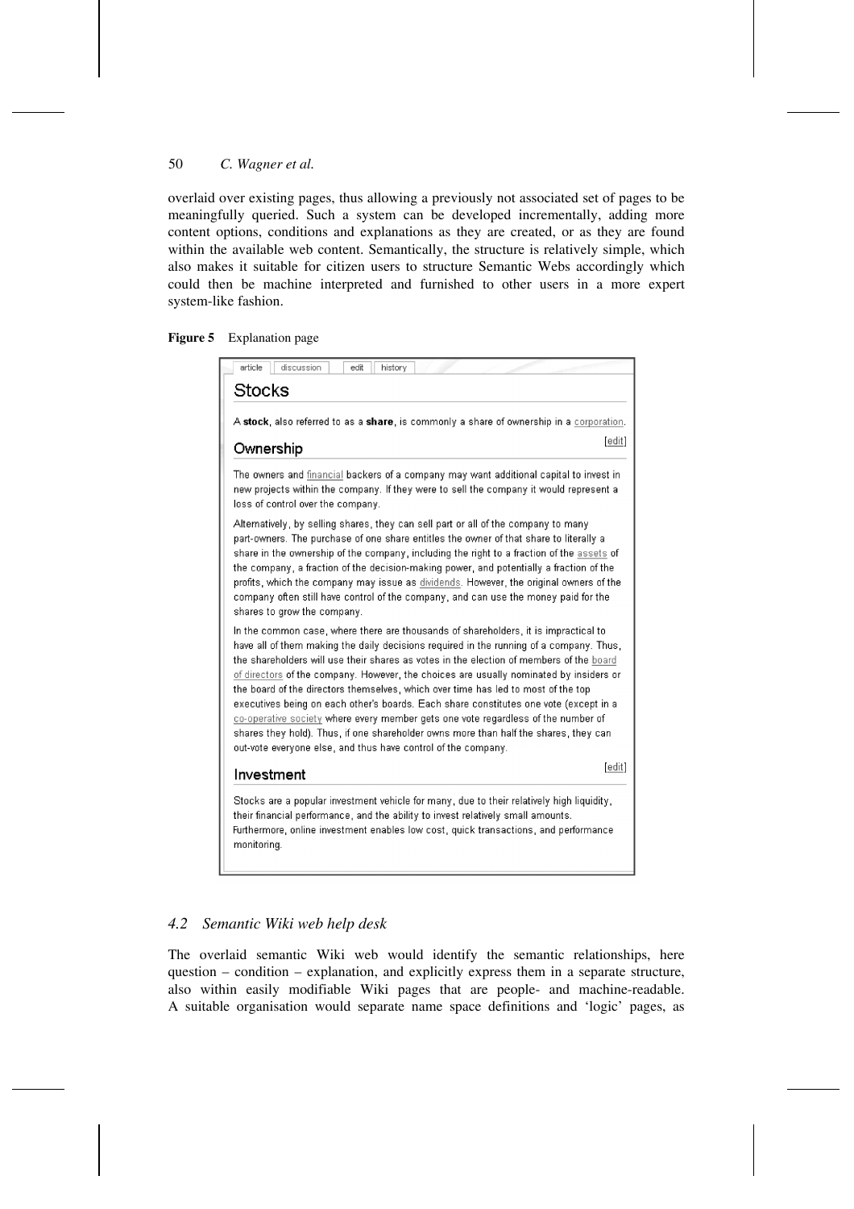overlaid over existing pages, thus allowing a previously not associated set of pages to be meaningfully queried. Such a system can be developed incrementally, adding more content options, conditions and explanations as they are created, or as they are found within the available web content. Semantically, the structure is relatively simple, which also makes it suitable for citizen users to structure Semantic Webs accordingly which could then be machine interpreted and furnished to other users in a more expert system-like fashion.

**Figure 5** Explanation page

article | discussion | edit | history

## Stocks

A **stock**, also referred to as a **share**, is commonly a share of ownership in a corporation.

### Ownership

[edit]

The owners and financial backers of a company may want additional capital to invest in new projects within the company. If they were to sell the company it would represent a loss of control over the company.

Alternatively, by selling shares, they can sell part or all of the company to many part-owners. The purchase of one share entitles the owner of that share to literally a share in the ownership of the company, including the right to a fraction of the assets of the company, a fraction of the decision-making power, and potentially a fraction of the profits, which the company may issue as dividends. However, the original owners of the company often still have control of the company, and can use the money paid for the shares to grow the company.

In the common case, where there are thousands of shareholders, it is impractical to have all of them making the daily decisions required in the running of a company. Thus, the shareholders will use their shares as votes in the election of members of the board of directors of the company. However, the choices are usually nominated by insiders or the board of the directors themselves, which over time has led to most of the top executives being on each other's boards. Each share constitutes one vote (except in a co-operative society where every member gets one vote regardless of the number of shares they hold). Thus, if one shareholder owns more than half the shares, they can out-vote everyone else, and thus have control of the company.

### Investment

[edit]

Stocks are a popular investment vehicle for many, due to their relatively high liquidity, their financial performance, and the ability to invest relatively small amounts. Furthermore, online investment enables low cost, quick transactions, and performance monitoring.

### *4.2 Semantic Wiki web help desk*

The overlaid semantic Wiki web would identify the semantic relationships, here question – condition – explanation, and explicitly express them in a separate structure, also within easily modifiable Wiki pages that are people- and machine-readable. A suitable organisation would separate name space definitions and 'logic' pages, as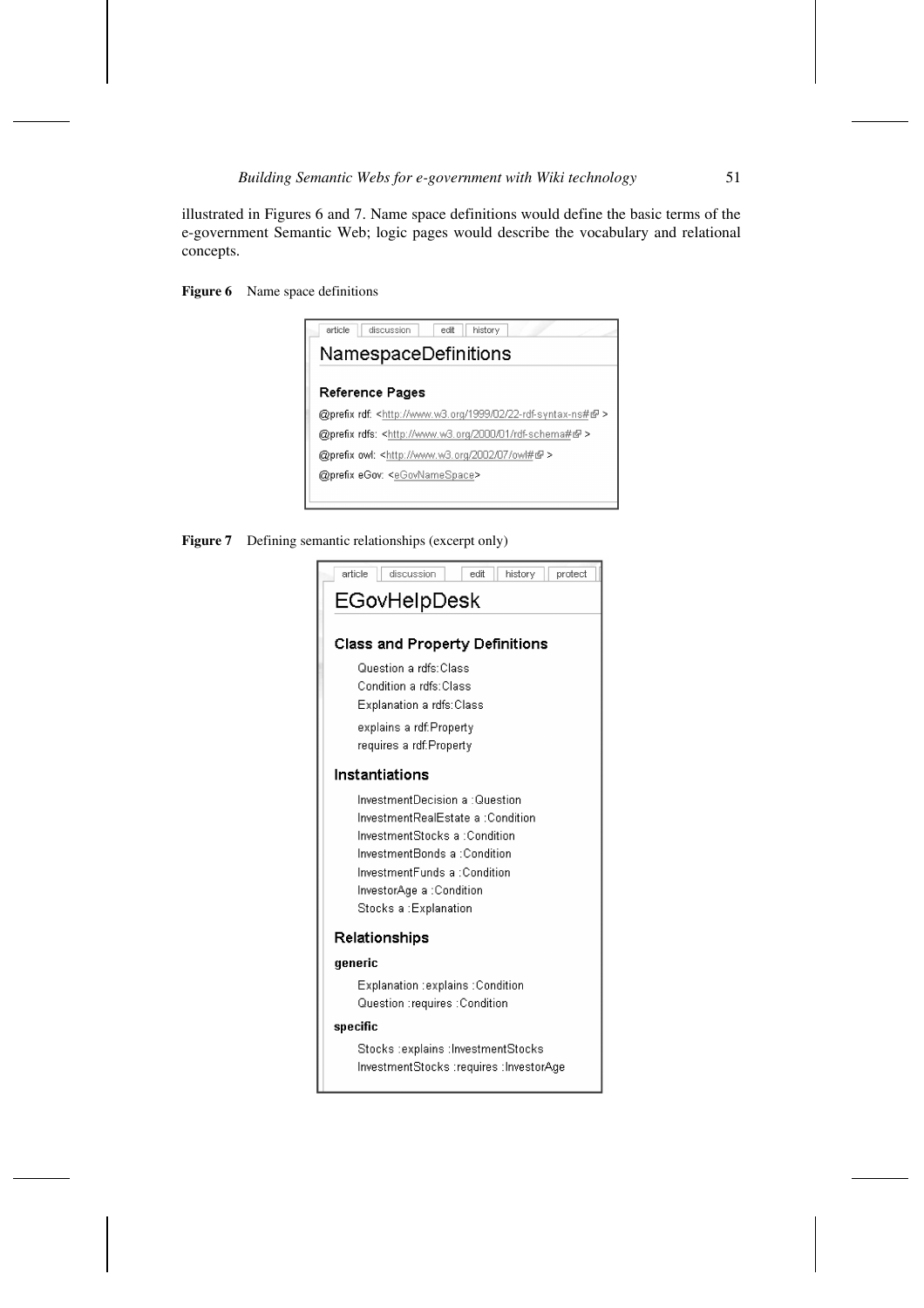illustrated in Figures 6 and 7. Name space definitions would define the basic terms of the e-government Semantic Web; logic pages would describe the vocabulary and relational concepts.

**Figure 6** Name space definitions

article | discussion | edit | history

## NamespaceDefinitions

### Reference Pages

@prefix rdf: <http://www.w3.org/1999/02/22-rdf-syntax-ns#>

@prefix rdfs: <http://www.w3.org/2000/01/rdf-schema#>

@prefix owl: <http://www.w3.org/2002/07/owl#>

@prefix eGov: <eGovNameSpace>

**Figure 7** Defining semantic relationships (excerpt only)

article | discussion | edit | history | protect

## EGovHelpDesk

### Class and Property Definitions

Question a rdfs:Class
Condition a rdfs:Class
Explanation a rdfs:Class

explains a rdf:Property
requires a rdf:Property

### Instantiations

InvestmentDecision a :Question
InvestmentRealEstate a :Condition
InvestmentStocks a :Condition
InvestmentBonds a :Condition
InvestmentFunds a :Condition
InvestorAge a :Condition
Stocks a :Explanation

### Relationships

**generic**

Explanation :explains :Condition
Question :requires :Condition

**specific**

Stocks :explains :InvestmentStocks
InvestmentStocks :requires :InvestorAge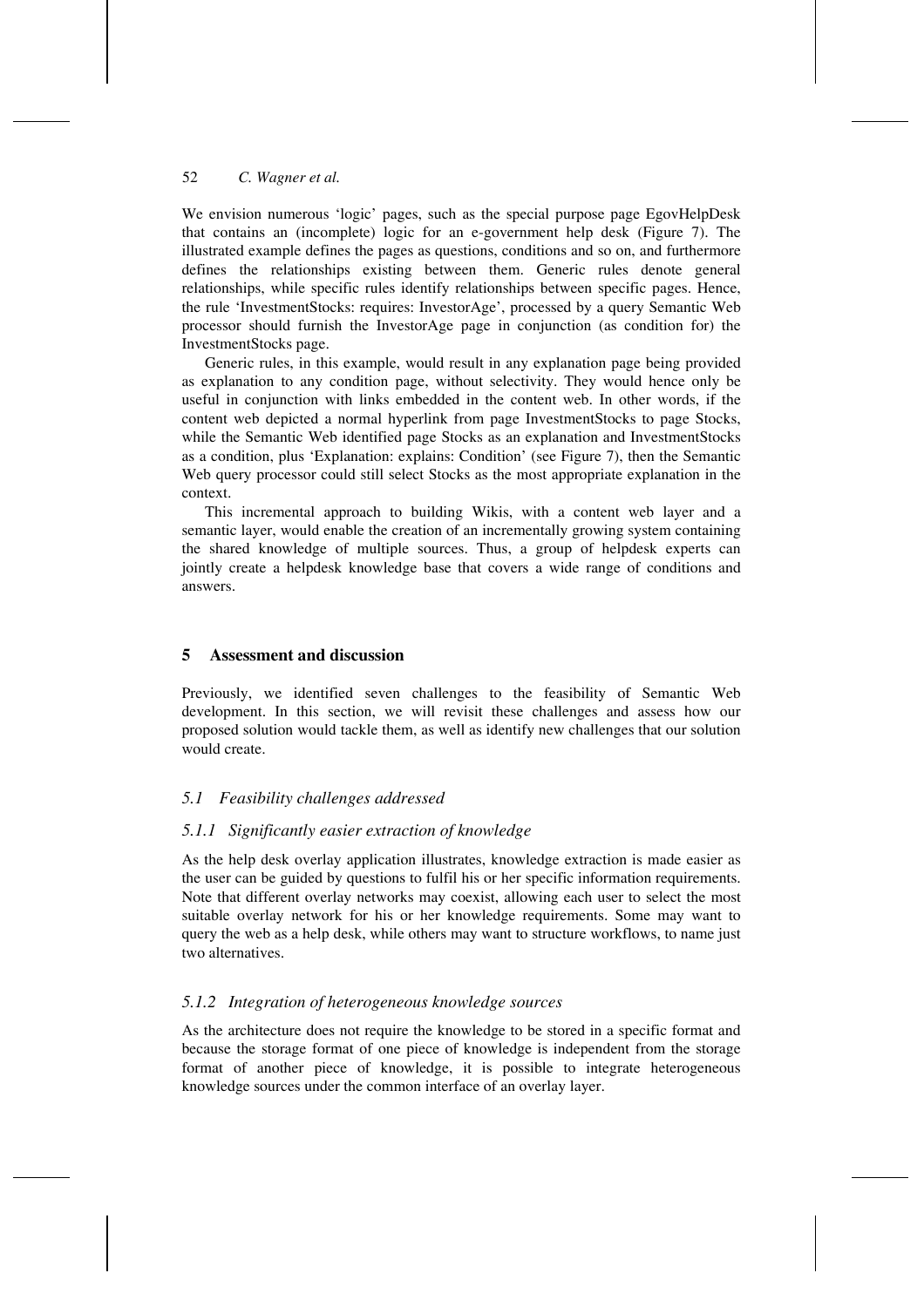We envision numerous 'logic' pages, such as the special purpose page EgovHelpDesk that contains an (incomplete) logic for an e-government help desk (Figure 7). The illustrated example defines the pages as questions, conditions and so on, and furthermore defines the relationships existing between them. Generic rules denote general relationships, while specific rules identify relationships between specific pages. Hence, the rule 'InvestmentStocks: requires: InvestorAge', processed by a query Semantic Web processor should furnish the InvestorAge page in conjunction (as condition for) the InvestmentStocks page.

Generic rules, in this example, would result in any explanation page being provided as explanation to any condition page, without selectivity. They would hence only be useful in conjunction with links embedded in the content web. In other words, if the content web depicted a normal hyperlink from page InvestmentStocks to page Stocks, while the Semantic Web identified page Stocks as an explanation and InvestmentStocks as a condition, plus 'Explanation: explains: Condition' (see Figure 7), then the Semantic Web query processor could still select Stocks as the most appropriate explanation in the context.

This incremental approach to building Wikis, with a content web layer and a semantic layer, would enable the creation of an incrementally growing system containing the shared knowledge of multiple sources. Thus, a group of helpdesk experts can jointly create a helpdesk knowledge base that covers a wide range of conditions and answers.

## 5 Assessment and discussion

Previously, we identified seven challenges to the feasibility of Semantic Web development. In this section, we will revisit these challenges and assess how our proposed solution would tackle them, as well as identify new challenges that our solution would create.

### *5.1 Feasibility challenges addressed*

#### *5.1.1 Significantly easier extraction of knowledge*

As the help desk overlay application illustrates, knowledge extraction is made easier as the user can be guided by questions to fulfil his or her specific information requirements. Note that different overlay networks may coexist, allowing each user to select the most suitable overlay network for his or her knowledge requirements. Some may want to query the web as a help desk, while others may want to structure workflows, to name just two alternatives.

#### *5.1.2 Integration of heterogeneous knowledge sources*

As the architecture does not require the knowledge to be stored in a specific format and because the storage format of one piece of knowledge is independent from the storage format of another piece of knowledge, it is possible to integrate heterogeneous knowledge sources under the common interface of an overlay layer.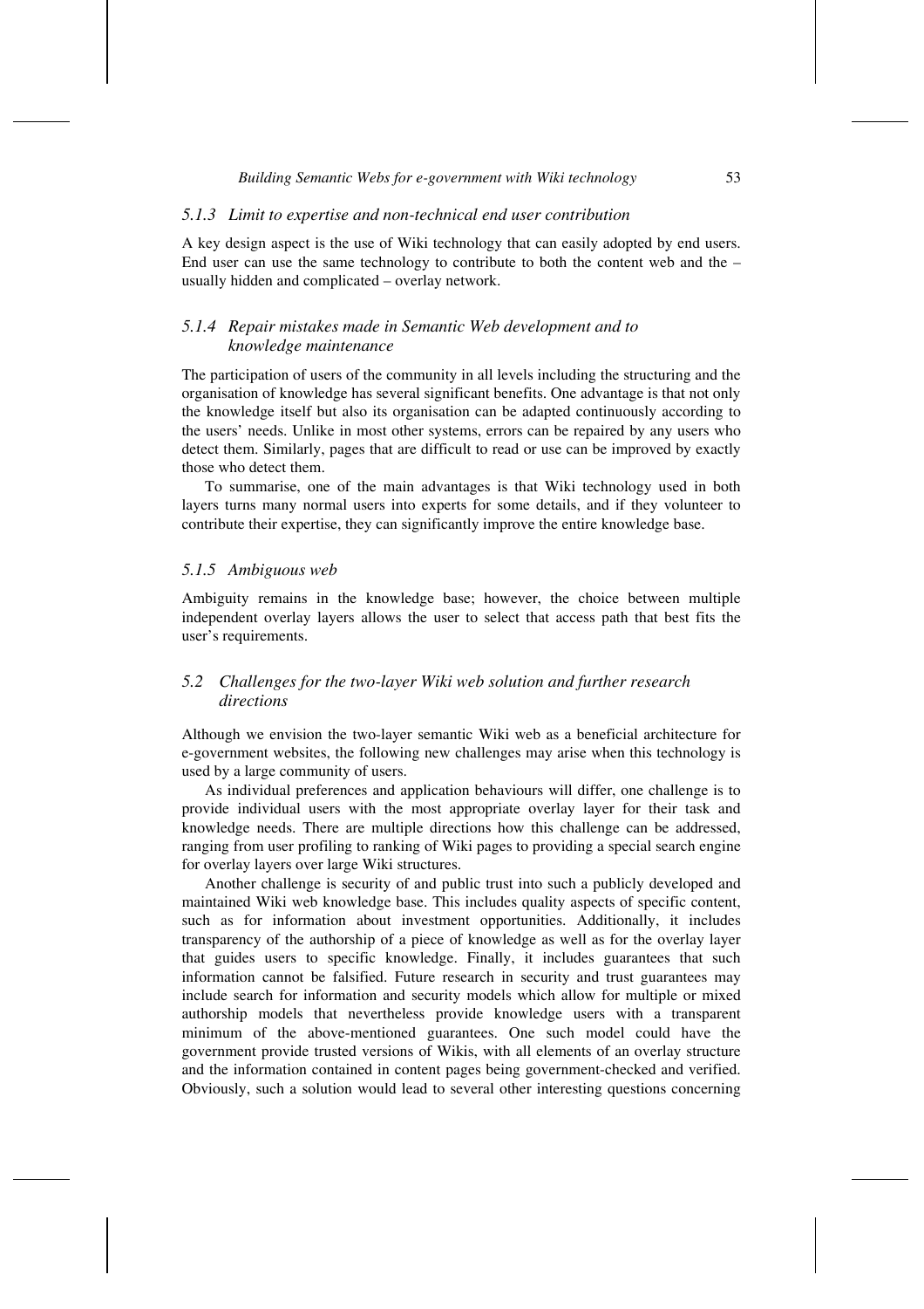### *5.1.3 Limit to expertise and non-technical end user contribution*

A key design aspect is the use of Wiki technology that can easily adopted by end users. End user can use the same technology to contribute to both the content web and the – usually hidden and complicated – overlay network.

### *5.1.4 Repair mistakes made in Semantic Web development and to knowledge maintenance*

The participation of users of the community in all levels including the structuring and the organisation of knowledge has several significant benefits. One advantage is that not only the knowledge itself but also its organisation can be adapted continuously according to the users' needs. Unlike in most other systems, errors can be repaired by any users who detect them. Similarly, pages that are difficult to read or use can be improved by exactly those who detect them.

To summarise, one of the main advantages is that Wiki technology used in both layers turns many normal users into experts for some details, and if they volunteer to contribute their expertise, they can significantly improve the entire knowledge base.

### *5.1.5 Ambiguous web*

Ambiguity remains in the knowledge base; however, the choice between multiple independent overlay layers allows the user to select that access path that best fits the user's requirements.

## *5.2 Challenges for the two-layer Wiki web solution and further research directions*

Although we envision the two-layer semantic Wiki web as a beneficial architecture for e-government websites, the following new challenges may arise when this technology is used by a large community of users.

As individual preferences and application behaviours will differ, one challenge is to provide individual users with the most appropriate overlay layer for their task and knowledge needs. There are multiple directions how this challenge can be addressed, ranging from user profiling to ranking of Wiki pages to providing a special search engine for overlay layers over large Wiki structures.

Another challenge is security of and public trust into such a publicly developed and maintained Wiki web knowledge base. This includes quality aspects of specific content, such as for information about investment opportunities. Additionally, it includes transparency of the authorship of a piece of knowledge as well as for the overlay layer that guides users to specific knowledge. Finally, it includes guarantees that such information cannot be falsified. Future research in security and trust guarantees may include search for information and security models which allow for multiple or mixed authorship models that nevertheless provide knowledge users with a transparent minimum of the above-mentioned guarantees. One such model could have the government provide trusted versions of Wikis, with all elements of an overlay structure and the information contained in content pages being government-checked and verified. Obviously, such a solution would lead to several other interesting questions concerning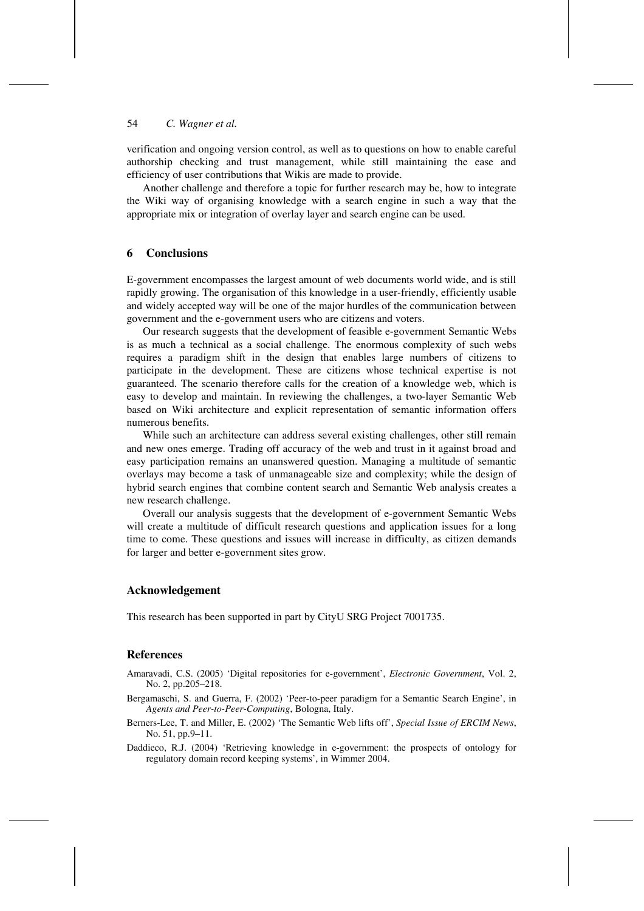verification and ongoing version control, as well as to questions on how to enable careful authorship checking and trust management, while still maintaining the ease and efficiency of user contributions that Wikis are made to provide.

Another challenge and therefore a topic for further research may be, how to integrate the Wiki way of organising knowledge with a search engine in such a way that the appropriate mix or integration of overlay layer and search engine can be used.

## 6 Conclusions

E-government encompasses the largest amount of web documents world wide, and is still rapidly growing. The organisation of this knowledge in a user-friendly, efficiently usable and widely accepted way will be one of the major hurdles of the communication between government and the e-government users who are citizens and voters.

Our research suggests that the development of feasible e-government Semantic Webs is as much a technical as a social challenge. The enormous complexity of such webs requires a paradigm shift in the design that enables large numbers of citizens to participate in the development. These are citizens whose technical expertise is not guaranteed. The scenario therefore calls for the creation of a knowledge web, which is easy to develop and maintain. In reviewing the challenges, a two-layer Semantic Web based on Wiki architecture and explicit representation of semantic information offers numerous benefits.

While such an architecture can address several existing challenges, other still remain and new ones emerge. Trading off accuracy of the web and trust in it against broad and easy participation remains an unanswered question. Managing a multitude of semantic overlays may become a task of unmanageable size and complexity; while the design of hybrid search engines that combine content search and Semantic Web analysis creates a new research challenge.

Overall our analysis suggests that the development of e-government Semantic Webs will create a multitude of difficult research questions and application issues for a long time to come. These questions and issues will increase in difficulty, as citizen demands for larger and better e-government sites grow.

## Acknowledgement

This research has been supported in part by CityU SRG Project 7001735.

## References

Amaravadi, C.S. (2005) 'Digital repositories for e-government', *Electronic Government*, Vol. 2, No. 2, pp.205–218.

Bergamaschi, S. and Guerra, F. (2002) 'Peer-to-peer paradigm for a Semantic Search Engine', in *Agents and Peer-to-Peer-Computing*, Bologna, Italy.

Berners-Lee, T. and Miller, E. (2002) 'The Semantic Web lifts off', *Special Issue of ERCIM News*, No. 51, pp.9–11.

Daddieco, R.J. (2004) 'Retrieving knowledge in e-government: the prospects of ontology for regulatory domain record keeping systems', in Wimmer 2004.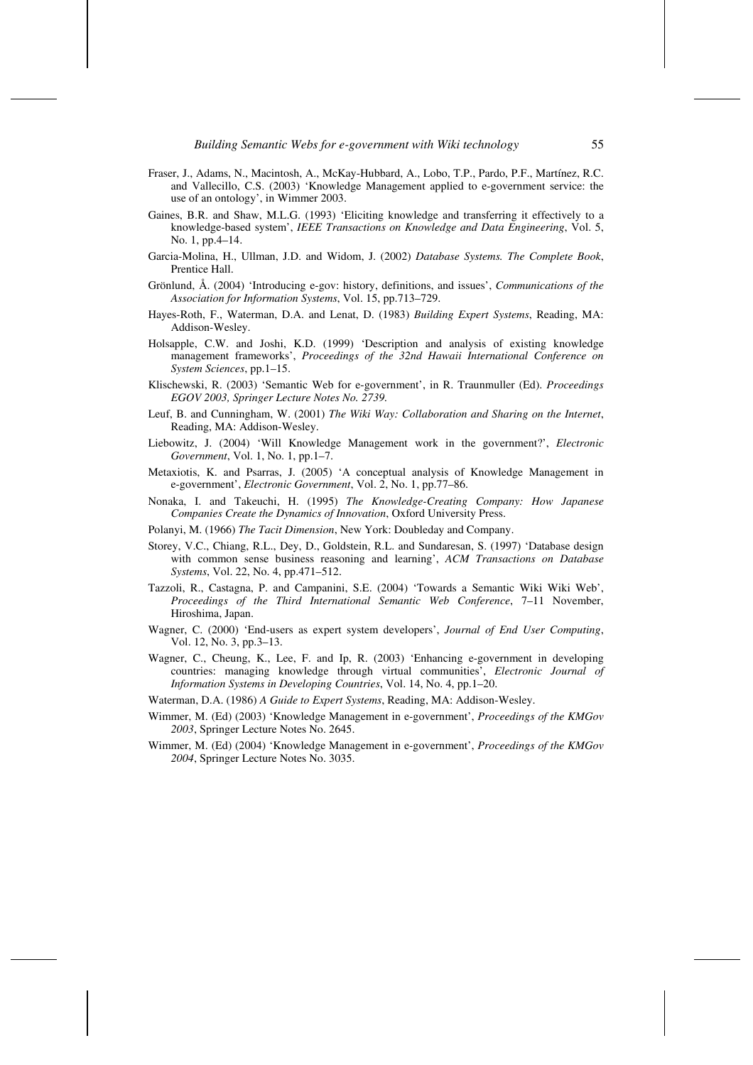Fraser, J., Adams, N., Macintosh, A., McKay-Hubbard, A., Lobo, T.P., Pardo, P.F., Martínez, R.C. and Vallecillo, C.S. (2003) 'Knowledge Management applied to e-government service: the use of an ontology', in Wimmer 2003.

Gaines, B.R. and Shaw, M.L.G. (1993) 'Eliciting knowledge and transferring it effectively to a knowledge-based system', *IEEE Transactions on Knowledge and Data Engineering*, Vol. 5, No. 1, pp.4–14.

Garcia-Molina, H., Ullman, J.D. and Widom, J. (2002) *Database Systems. The Complete Book*, Prentice Hall.

Grönlund, Å. (2004) 'Introducing e-gov: history, definitions, and issues', *Communications of the Association for Information Systems*, Vol. 15, pp.713–729.

Hayes-Roth, F., Waterman, D.A. and Lenat, D. (1983) *Building Expert Systems*, Reading, MA: Addison-Wesley.

Holsapple, C.W. and Joshi, K.D. (1999) 'Description and analysis of existing knowledge management frameworks', *Proceedings of the 32nd Hawaii International Conference on System Sciences*, pp.1–15.

Klischewski, R. (2003) 'Semantic Web for e-government', in R. Traunmuller (Ed). *Proceedings EGOV 2003, Springer Lecture Notes No. 2739.*

Leuf, B. and Cunningham, W. (2001) *The Wiki Way: Collaboration and Sharing on the Internet*, Reading, MA: Addison-Wesley.

Liebowitz, J. (2004) 'Will Knowledge Management work in the government?', *Electronic Government*, Vol. 1, No. 1, pp.1–7.

Metaxiotis, K. and Psarras, J. (2005) 'A conceptual analysis of Knowledge Management in e-government', *Electronic Government*, Vol. 2, No. 1, pp.77–86.

Nonaka, I. and Takeuchi, H. (1995) *The Knowledge-Creating Company: How Japanese Companies Create the Dynamics of Innovation*, Oxford University Press.

Polanyi, M. (1966) *The Tacit Dimension*, New York: Doubleday and Company.

Storey, V.C., Chiang, R.L., Dey, D., Goldstein, R.L. and Sundaresan, S. (1997) 'Database design with common sense business reasoning and learning', *ACM Transactions on Database Systems*, Vol. 22, No. 4, pp.471–512.

Tazzoli, R., Castagna, P. and Campanini, S.E. (2004) 'Towards a Semantic Wiki Wiki Web', *Proceedings of the Third International Semantic Web Conference*, 7–11 November, Hiroshima, Japan.

Wagner, C. (2000) 'End-users as expert system developers', *Journal of End User Computing*, Vol. 12, No. 3, pp.3–13.

Wagner, C., Cheung, K., Lee, F. and Ip, R. (2003) 'Enhancing e-government in developing countries: managing knowledge through virtual communities', *Electronic Journal of Information Systems in Developing Countries*, Vol. 14, No. 4, pp.1–20.

Waterman, D.A. (1986) *A Guide to Expert Systems*, Reading, MA: Addison-Wesley.

Wimmer, M. (Ed) (2003) 'Knowledge Management in e-government', *Proceedings of the KMGov 2003*, Springer Lecture Notes No. 2645.

Wimmer, M. (Ed) (2004) 'Knowledge Management in e-government', *Proceedings of the KMGov 2004*, Springer Lecture Notes No. 3035.